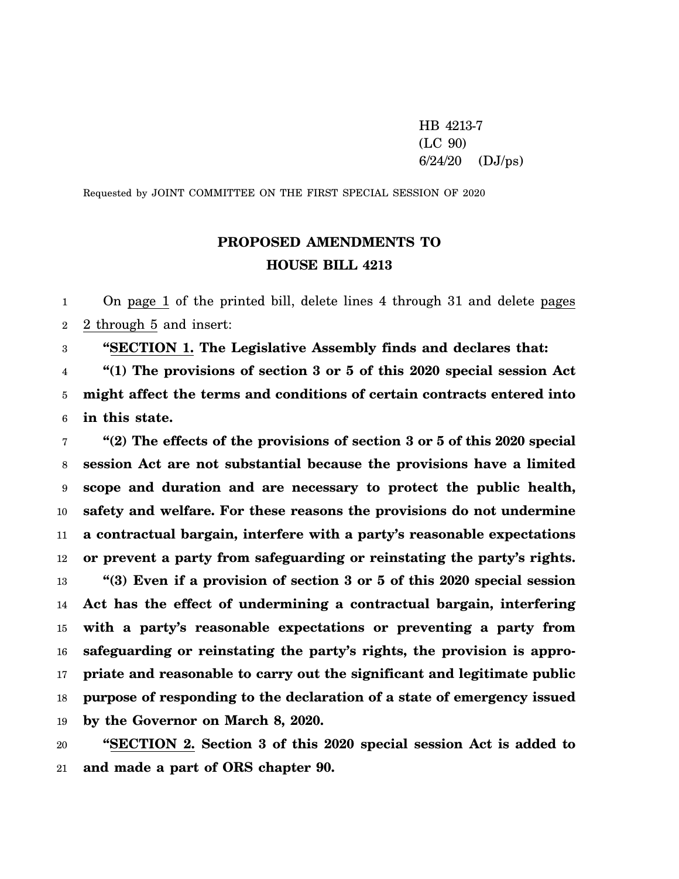HB 4213-7
(LC 90)
6/24/20 (DJ/ps)

Requested by JOINT COMMITTEE ON THE FIRST SPECIAL SESSION OF 2020

# PROPOSED AMENDMENTS TO HOUSE BILL 4213

On page 1 of the printed bill, delete lines 4 through 31 and delete pages 2 through 5 and insert:

**"SECTION 1. The Legislative Assembly finds and declares that:**

**"(1) The provisions of section 3 or 5 of this 2020 special session Act might affect the terms and conditions of certain contracts entered into in this state.**

**"(2) The effects of the provisions of section 3 or 5 of this 2020 special session Act are not substantial because the provisions have a limited scope and duration and are necessary to protect the public health, safety and welfare. For these reasons the provisions do not undermine a contractual bargain, interfere with a party's reasonable expectations or prevent a party from safeguarding or reinstating the party's rights.**

**"(3) Even if a provision of section 3 or 5 of this 2020 special session Act has the effect of undermining a contractual bargain, interfering with a party's reasonable expectations or preventing a party from safeguarding or reinstating the party's rights, the provision is appropriate and reasonable to carry out the significant and legitimate public purpose of responding to the declaration of a state of emergency issued by the Governor on March 8, 2020.**

**"SECTION 2. Section 3 of this 2020 special session Act is added to and made a part of ORS chapter 90.**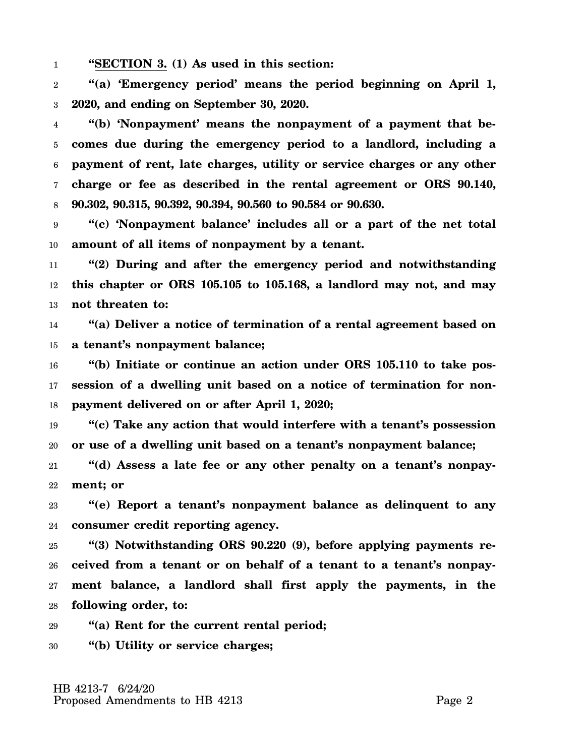**"SECTION 3. (1) As used in this section:**

**"(a) 'Emergency period' means the period beginning on April 1, 2020, and ending on September 30, 2020.**

**"(b) 'Nonpayment' means the nonpayment of a payment that becomes due during the emergency period to a landlord, including a payment of rent, late charges, utility or service charges or any other charge or fee as described in the rental agreement or ORS 90.140, 90.302, 90.315, 90.392, 90.394, 90.560 to 90.584 or 90.630.**

**"(c) 'Nonpayment balance' includes all or a part of the net total amount of all items of nonpayment by a tenant.**

**"(2) During and after the emergency period and notwithstanding this chapter or ORS 105.105 to 105.168, a landlord may not, and may not threaten to:**

**"(a) Deliver a notice of termination of a rental agreement based on a tenant's nonpayment balance;**

**"(b) Initiate or continue an action under ORS 105.110 to take possession of a dwelling unit based on a notice of termination for nonpayment delivered on or after April 1, 2020;**

**"(c) Take any action that would interfere with a tenant's possession or use of a dwelling unit based on a tenant's nonpayment balance;**

**"(d) Assess a late fee or any other penalty on a tenant's nonpayment; or**

**"(e) Report a tenant's nonpayment balance as delinquent to any consumer credit reporting agency.**

**"(3) Notwithstanding ORS 90.220 (9), before applying payments received from a tenant or on behalf of a tenant to a tenant's nonpayment balance, a landlord shall first apply the payments, in the following order, to:**

**"(a) Rent for the current rental period;**

**"(b) Utility or service charges;**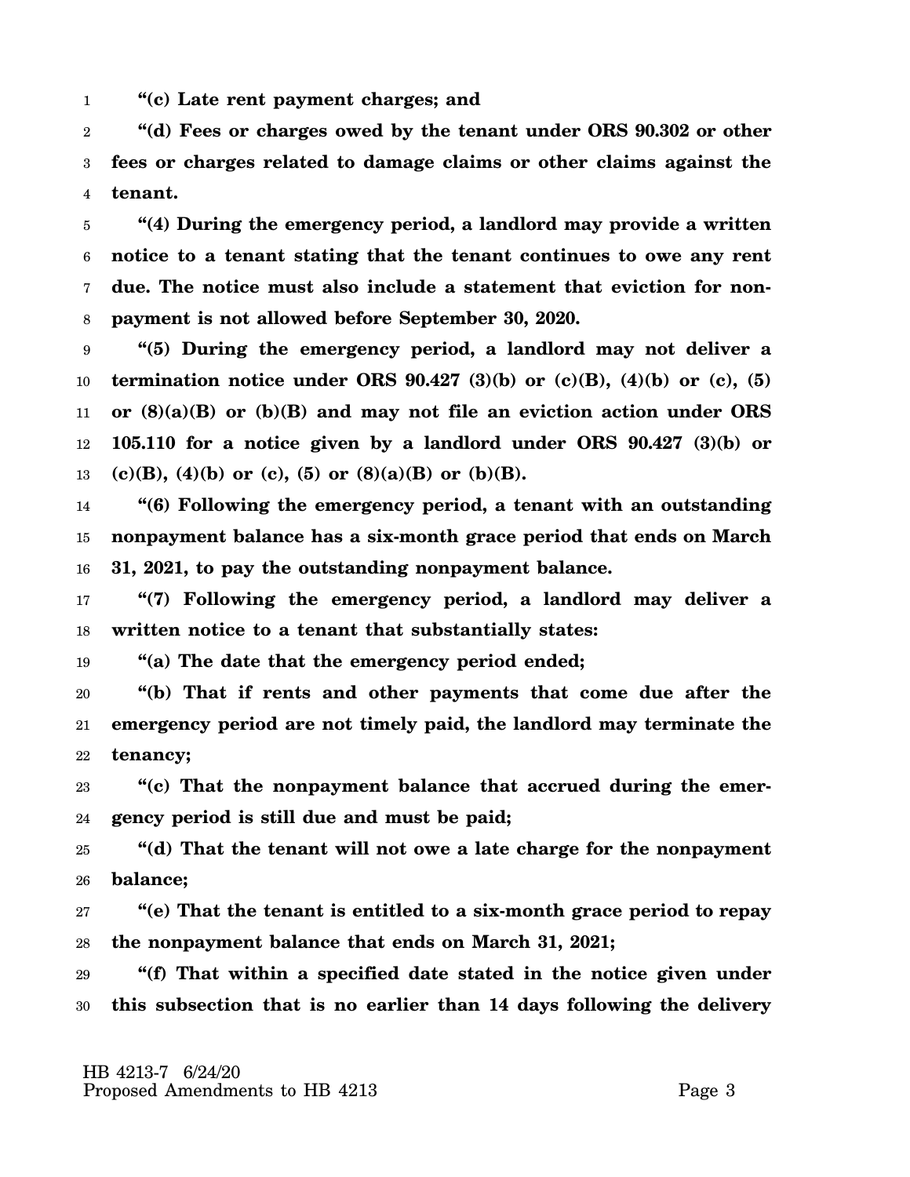**"(c) Late rent payment charges; and**

**"(d) Fees or charges owed by the tenant under ORS 90.302 or other fees or charges related to damage claims or other claims against the tenant.**

**"(4) During the emergency period, a landlord may provide a written notice to a tenant stating that the tenant continues to owe any rent due. The notice must also include a statement that eviction for nonpayment is not allowed before September 30, 2020.**

**"(5) During the emergency period, a landlord may not deliver a termination notice under ORS 90.427 (3)(b) or (c)(B), (4)(b) or (c), (5) or (8)(a)(B) or (b)(B) and may not file an eviction action under ORS 105.110 for a notice given by a landlord under ORS 90.427 (3)(b) or (c)(B), (4)(b) or (c), (5) or (8)(a)(B) or (b)(B).**

**"(6) Following the emergency period, a tenant with an outstanding nonpayment balance has a six-month grace period that ends on March 31, 2021, to pay the outstanding nonpayment balance.**

**"(7) Following the emergency period, a landlord may deliver a written notice to a tenant that substantially states:**

**"(a) The date that the emergency period ended;**

**"(b) That if rents and other payments that come due after the emergency period are not timely paid, the landlord may terminate the tenancy;**

**"(c) That the nonpayment balance that accrued during the emergency period is still due and must be paid;**

**"(d) That the tenant will not owe a late charge for the nonpayment balance;**

**"(e) That the tenant is entitled to a six-month grace period to repay the nonpayment balance that ends on March 31, 2021;**

**"(f) That within a specified date stated in the notice given under this subsection that is no earlier than 14 days following the delivery**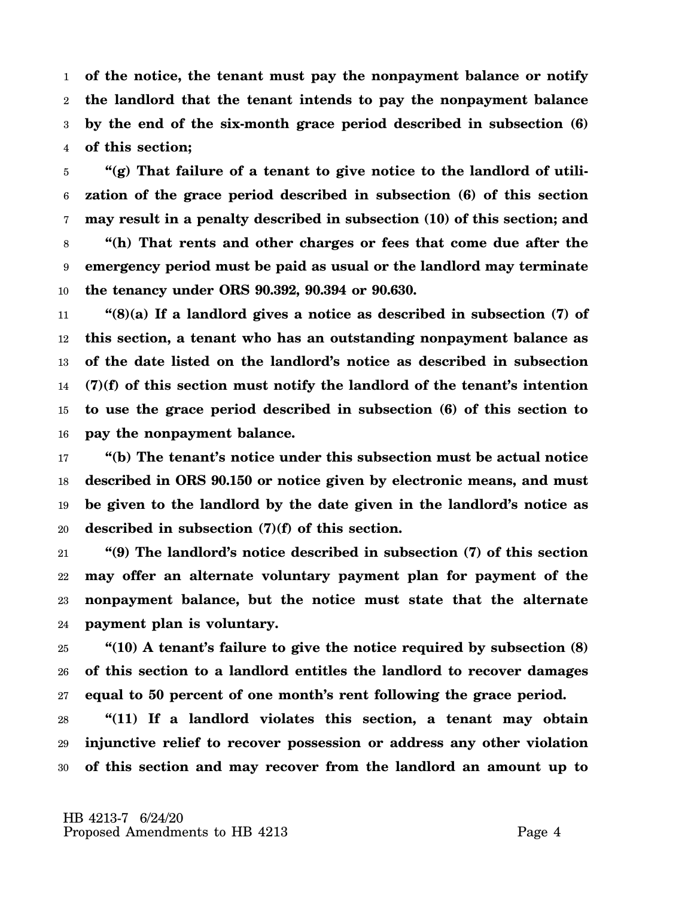**of the notice, the tenant must pay the nonpayment balance or notify the landlord that the tenant intends to pay the nonpayment balance by the end of the six-month grace period described in subsection (6) of this section;**

**"(g) That failure of a tenant to give notice to the landlord of utilization of the grace period described in subsection (6) of this section may result in a penalty described in subsection (10) of this section; and**

**"(h) That rents and other charges or fees that come due after the emergency period must be paid as usual or the landlord may terminate the tenancy under ORS 90.392, 90.394 or 90.630.**

**"(8)(a) If a landlord gives a notice as described in subsection (7) of this section, a tenant who has an outstanding nonpayment balance as of the date listed on the landlord's notice as described in subsection (7)(f) of this section must notify the landlord of the tenant's intention to use the grace period described in subsection (6) of this section to pay the nonpayment balance.**

**"(b) The tenant's notice under this subsection must be actual notice described in ORS 90.150 or notice given by electronic means, and must be given to the landlord by the date given in the landlord's notice as described in subsection (7)(f) of this section.**

**"(9) The landlord's notice described in subsection (7) of this section may offer an alternate voluntary payment plan for payment of the nonpayment balance, but the notice must state that the alternate payment plan is voluntary.**

**"(10) A tenant's failure to give the notice required by subsection (8) of this section to a landlord entitles the landlord to recover damages equal to 50 percent of one month's rent following the grace period.**

**"(11) If a landlord violates this section, a tenant may obtain injunctive relief to recover possession or address any other violation of this section and may recover from the landlord an amount up to**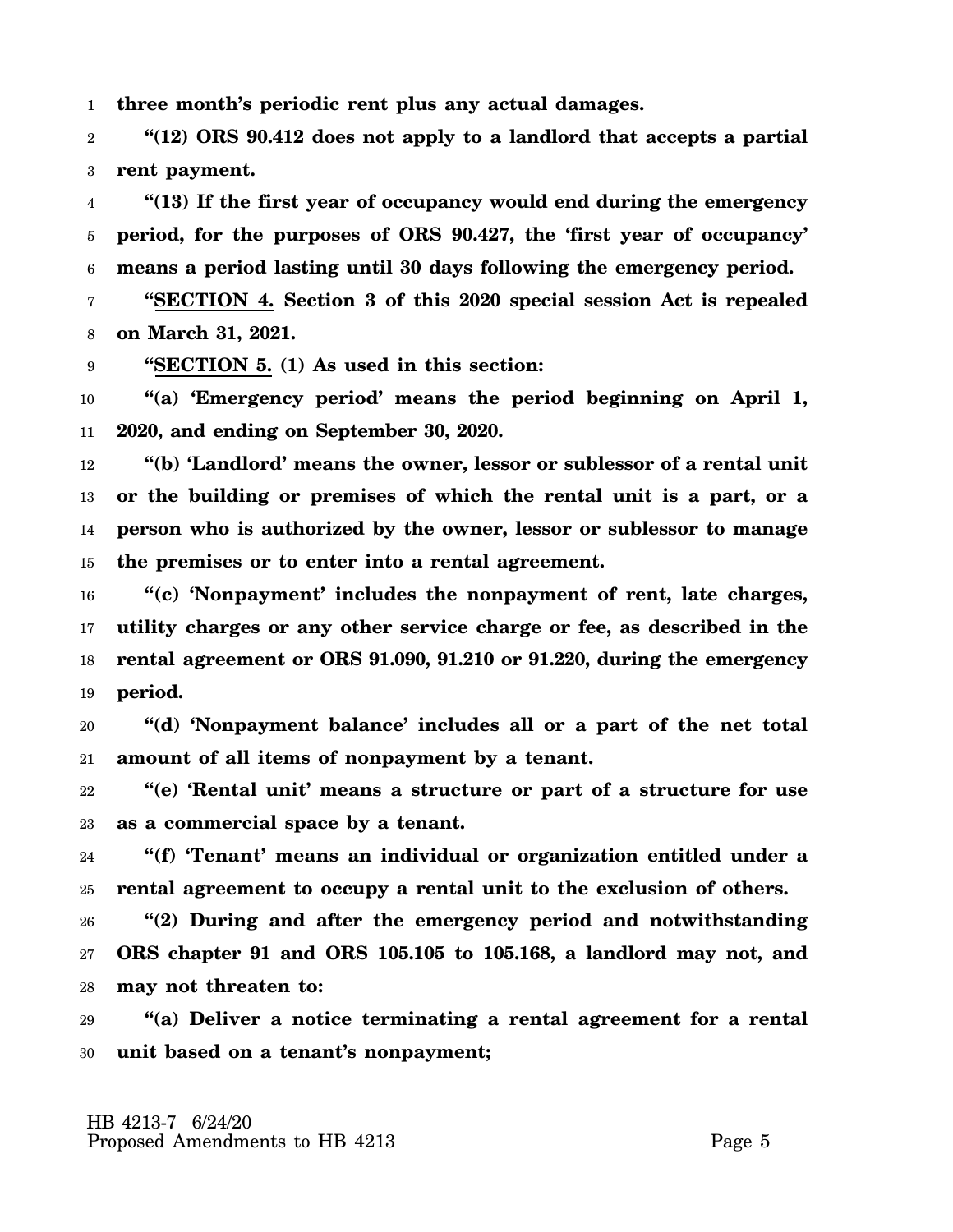**three month's periodic rent plus any actual damages.**

**"(12) ORS 90.412 does not apply to a landlord that accepts a partial rent payment.**

**"(13) If the first year of occupancy would end during the emergency period, for the purposes of ORS 90.427, the 'first year of occupancy' means a period lasting until 30 days following the emergency period.**

**"SECTION 4. Section 3 of this 2020 special session Act is repealed on March 31, 2021.**

**"SECTION 5. (1) As used in this section:**

**"(a) 'Emergency period' means the period beginning on April 1, 2020, and ending on September 30, 2020.**

**"(b) 'Landlord' means the owner, lessor or sublessor of a rental unit or the building or premises of which the rental unit is a part, or a person who is authorized by the owner, lessor or sublessor to manage the premises or to enter into a rental agreement.**

**"(c) 'Nonpayment' includes the nonpayment of rent, late charges, utility charges or any other service charge or fee, as described in the rental agreement or ORS 91.090, 91.210 or 91.220, during the emergency period.**

**"(d) 'Nonpayment balance' includes all or a part of the net total amount of all items of nonpayment by a tenant.**

**"(e) 'Rental unit' means a structure or part of a structure for use as a commercial space by a tenant.**

**"(f) 'Tenant' means an individual or organization entitled under a rental agreement to occupy a rental unit to the exclusion of others.**

**"(2) During and after the emergency period and notwithstanding ORS chapter 91 and ORS 105.105 to 105.168, a landlord may not, and may not threaten to:**

**"(a) Deliver a notice terminating a rental agreement for a rental unit based on a tenant's nonpayment;**

HB 4213-7 6/24/20
Proposed Amendments to HB 4213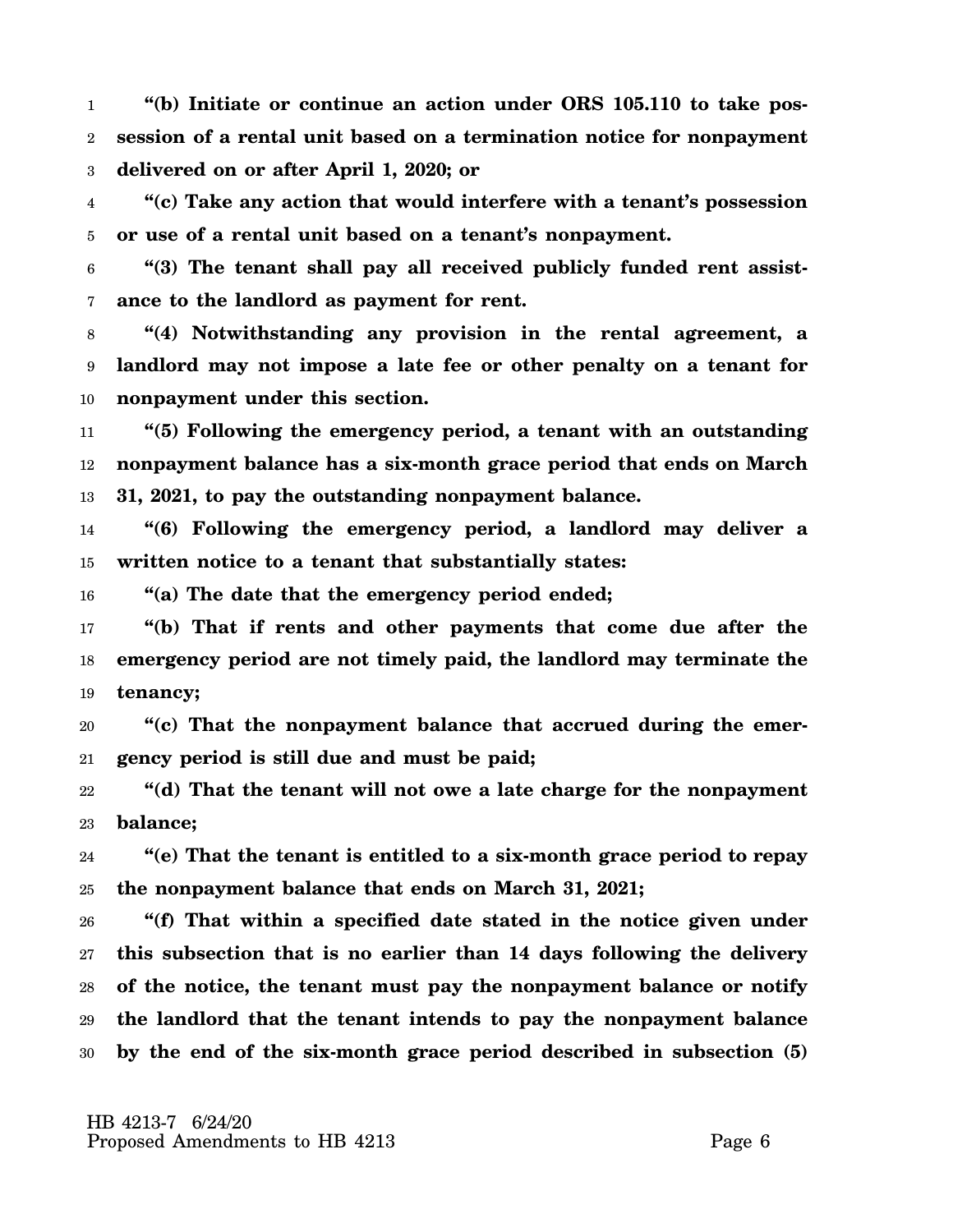**"(b) Initiate or continue an action under ORS 105.110 to take possession of a rental unit based on a termination notice for nonpayment delivered on or after April 1, 2020; or**

**"(c) Take any action that would interfere with a tenant's possession or use of a rental unit based on a tenant's nonpayment.**

**"(3) The tenant shall pay all received publicly funded rent assistance to the landlord as payment for rent.**

**"(4) Notwithstanding any provision in the rental agreement, a landlord may not impose a late fee or other penalty on a tenant for nonpayment under this section.**

**"(5) Following the emergency period, a tenant with an outstanding nonpayment balance has a six-month grace period that ends on March 31, 2021, to pay the outstanding nonpayment balance.**

**"(6) Following the emergency period, a landlord may deliver a written notice to a tenant that substantially states:**

**"(a) The date that the emergency period ended;**

**"(b) That if rents and other payments that come due after the emergency period are not timely paid, the landlord may terminate the tenancy;**

**"(c) That the nonpayment balance that accrued during the emergency period is still due and must be paid;**

**"(d) That the tenant will not owe a late charge for the nonpayment balance;**

**"(e) That the tenant is entitled to a six-month grace period to repay the nonpayment balance that ends on March 31, 2021;**

**"(f) That within a specified date stated in the notice given under this subsection that is no earlier than 14 days following the delivery of the notice, the tenant must pay the nonpayment balance or notify the landlord that the tenant intends to pay the nonpayment balance by the end of the six-month grace period described in subsection (5)**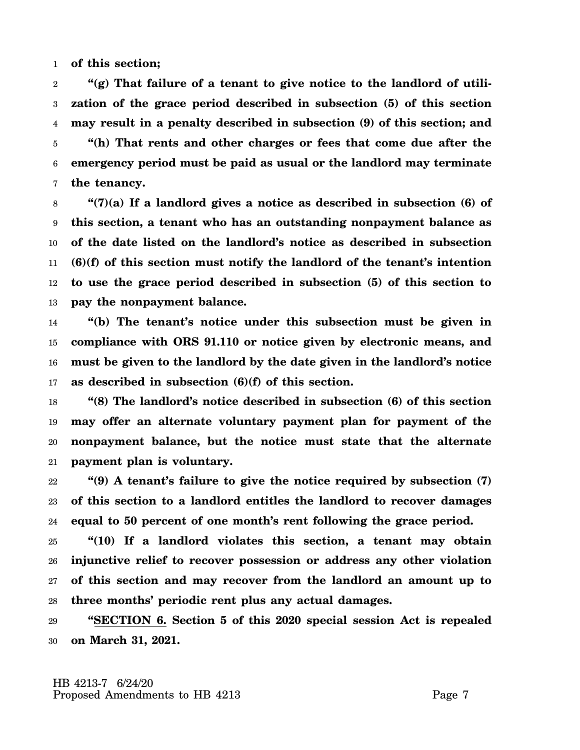**of this section;**

**"(g) That failure of a tenant to give notice to the landlord of utilization of the grace period described in subsection (5) of this section may result in a penalty described in subsection (9) of this section; and**

**"(h) That rents and other charges or fees that come due after the emergency period must be paid as usual or the landlord may terminate the tenancy.**

**"(7)(a) If a landlord gives a notice as described in subsection (6) of this section, a tenant who has an outstanding nonpayment balance as of the date listed on the landlord's notice as described in subsection (6)(f) of this section must notify the landlord of the tenant's intention to use the grace period described in subsection (5) of this section to pay the nonpayment balance.**

**"(b) The tenant's notice under this subsection must be given in compliance with ORS 91.110 or notice given by electronic means, and must be given to the landlord by the date given in the landlord's notice as described in subsection (6)(f) of this section.**

**"(8) The landlord's notice described in subsection (6) of this section may offer an alternate voluntary payment plan for payment of the nonpayment balance, but the notice must state that the alternate payment plan is voluntary.**

**"(9) A tenant's failure to give the notice required by subsection (7) of this section to a landlord entitles the landlord to recover damages equal to 50 percent of one month's rent following the grace period.**

**"(10) If a landlord violates this section, a tenant may obtain injunctive relief to recover possession or address any other violation of this section and may recover from the landlord an amount up to three months' periodic rent plus any actual damages.**

**"<u>SECTION 6.</u> Section 5 of this 2020 special session Act is repealed on March 31, 2021.**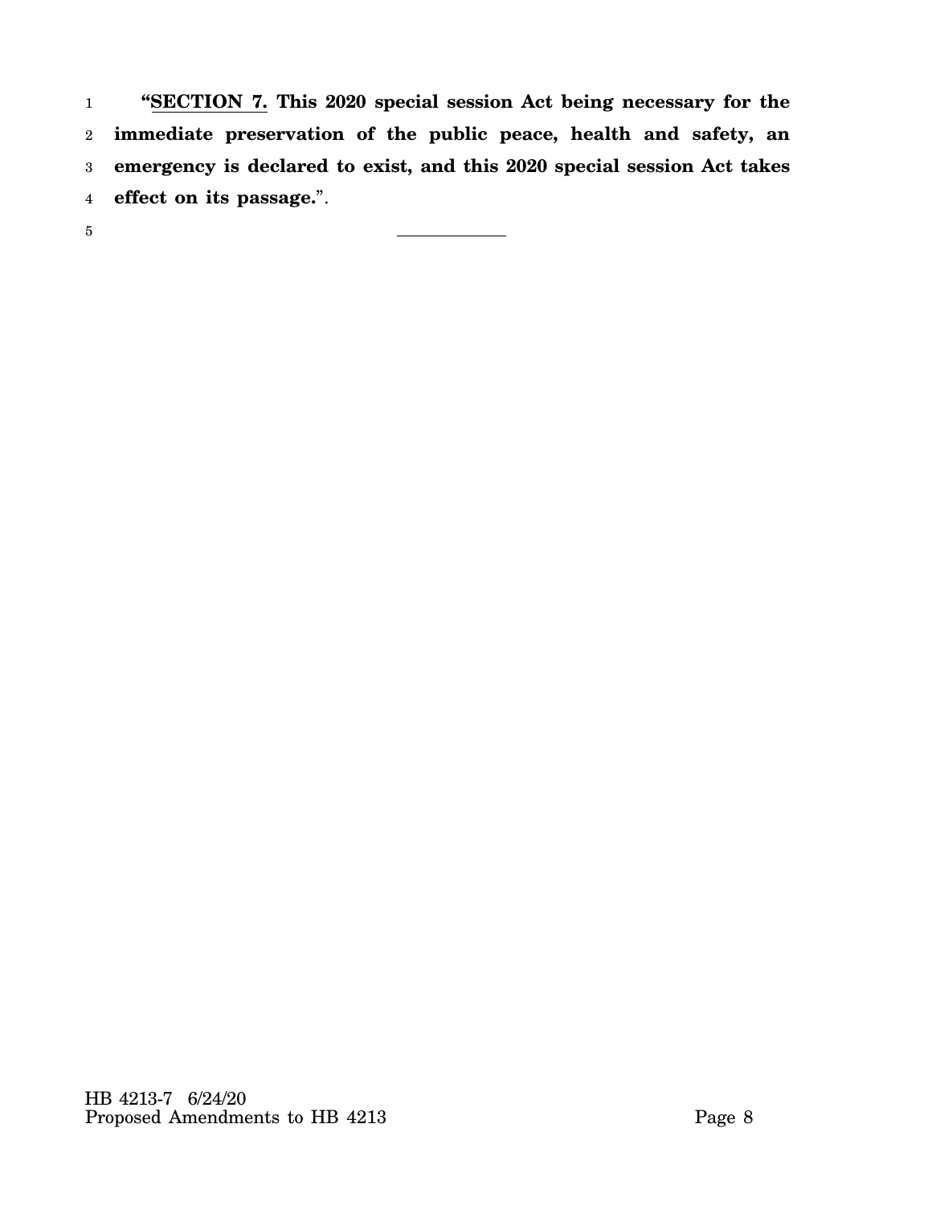**"SECTION 7. This 2020 special session Act being necessary for the immediate preservation of the public peace, health and safety, an emergency is declared to exist, and this 2020 special session Act takes effect on its passage.".**

---

HB 4213-7 6/24/20
Proposed Amendments to HB 4213